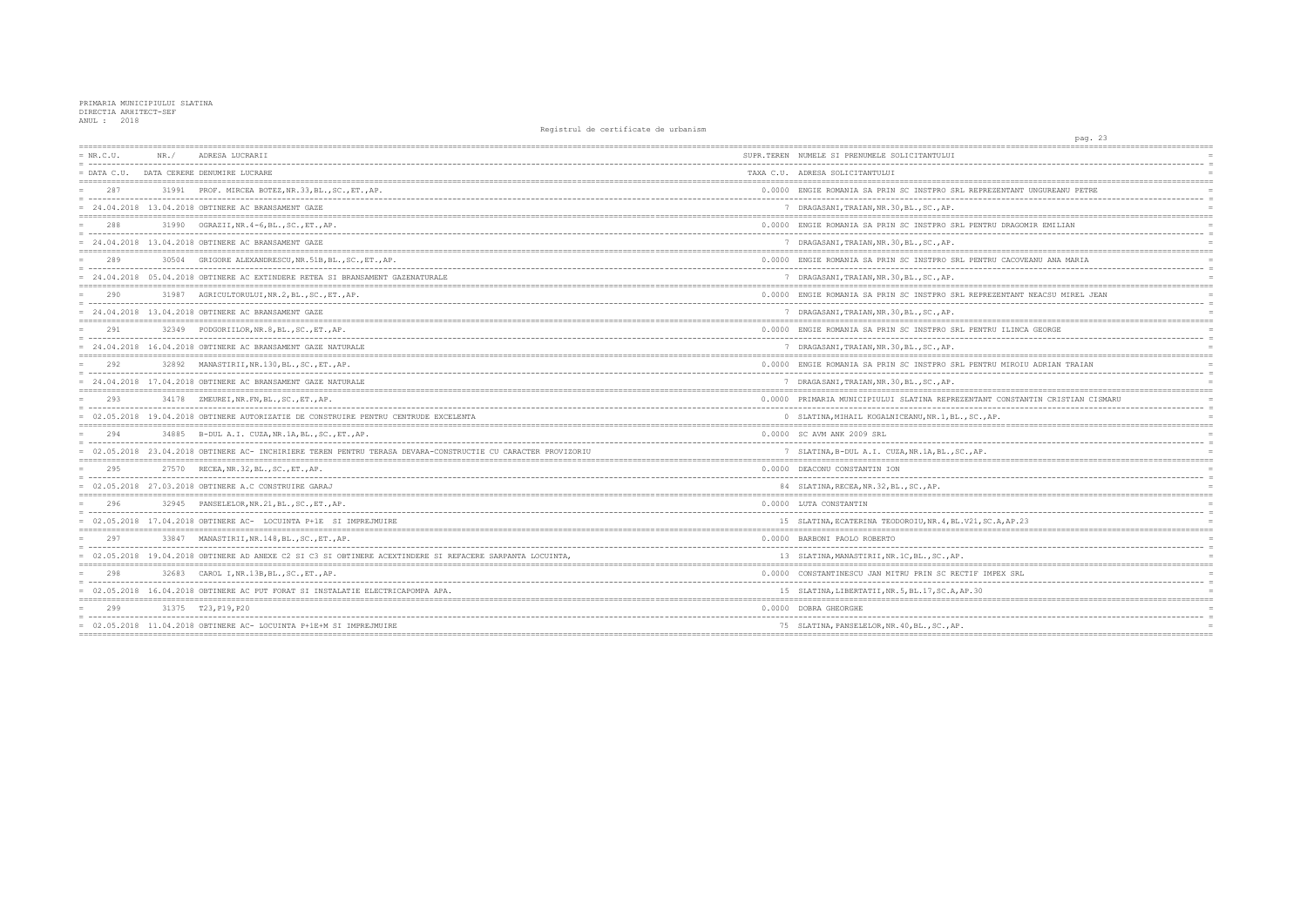PRIMARIA MUNICIPIULUI SLATINA
DIRECTIA ARHITECT-SEF
ANUL : 2018

Registrul de certificate de urbanism

| NR.C.U. / DATA C.U. | NR. / DATA CERERE | ADRESA LUCRARII / DENUMIRE LUCRARE | SUPR.TEREN / TAXA C.U. | NUMELE SI PRENUMELE SOLICITANTULUI / ADRESA SOLICITANTULUI |
|---|---|---|---|---|
| 287 | 31991 | PROF. MIRCEA BOTEZ,NR.33,BL.,SC.,ET.,AP. | 0.0000 | ENGIE ROMANIA SA PRIN SC INSTPRO SRL REPREZENTANT UNGUREANU PETRE |
| 24.04.2018 | 13.04.2018 | OBTINERE AC BRANSAMENT GAZE | 7 | DRAGASANI,TRAIAN,NR.30,BL.,SC.,AP. |
| 288 | 31990 | OGRAZII,NR.4-6,BL.,SC.,ET.,AP. | 0.0000 | ENGIE ROMANIA SA PRIN SC INSTPRO SRL PENTRU DRAGOMIR EMILIAN |
| 24.04.2018 | 13.04.2018 | OBTINERE AC BRANSAMENT GAZE | 7 | DRAGASANI,TRAIAN,NR.30,BL.,SC.,AP. |
| 289 | 30504 | GRIGORE ALEXANDRESCU,NR.51B,BL.,SC.,ET.,AP. | 0.0000 | ENGIE ROMANIA SA PRIN SC INSTPRO SRL PENTRU CACOVEANU ANA MARIA |
| 24.04.2018 | 05.04.2018 | OBTINERE AC EXTINDERE RETEA SI BRANSAMENT GAZENATURALE | 7 | DRAGASANI,TRAIAN,NR.30,BL.,SC.,AP. |
| 290 | 31987 | AGRICULTORULUI,NR.2,BL.,SC.,ET.,AP. | 0.0000 | ENGIE ROMANIA SA PRIN SC INSTPRO SRL REPREZENTANT NEACSU MIREL JEAN |
| 24.04.2018 | 13.04.2018 | OBTINERE AC BRANSAMENT GAZE | 7 | DRAGASANI,TRAIAN,NR.30,BL.,SC.,AP. |
| 291 | 32349 | PODGORIILOR,NR.8,BL.,SC.,ET.,AP. | 0.0000 | ENGIE ROMANIA SA PRIN SC INSTPRO SRL PENTRU ILINCA GEORGE |
| 24.04.2018 | 16.04.2018 | OBTINERE AC BRANSAMENT GAZE NATURALE | 7 | DRAGASANI,TRAIAN,NR.30,BL.,SC.,AP. |
| 292 | 32892 | MANASTIRII,NR.130,BL.,SC.,ET.,AP. | 0.0000 | ENGIE ROMANIA SA PRIN SC INSTPRO SRL PENTRU MIROIU ADRIAN TRAIAN |
| 24.04.2018 | 17.04.2018 | OBTINERE AC BRANSAMENT GAZE NATURALE | 7 | DRAGASANI,TRAIAN,NR.30,BL.,SC.,AP. |
| 293 | 34178 | ZMEUREI,NR.FN,BL.,SC.,ET.,AP. | 0.0000 | PRIMARIA MUNICIPIULUI SLATINA REPREZENTANT CONSTANTIN CRISTIAN CISMARU |
| 02.05.2018 | 19.04.2018 | OBTINERE AUTORIZATIE DE CONSTRUIRE PENTRU CENTRUDE EXCELENTA | 0 | SLATINA,MIHAIL KOGALNICEANU,NR.1,BL.,SC.,AP. |
| 294 | 34885 | B-DUL A.I. CUZA,NR.1A,BL.,SC.,ET.,AP. | 0.0000 | SC AVM ANK 2009 SRL |
| 02.05.2018 | 23.04.2018 | OBTINERE AC- INCHIRIERE TEREN PENTRU TERASA DEVARA-CONSTRUCTIE CU CARACTER PROVIZORIU | 7 | SLATINA,B-DUL A.I. CUZA,NR.1A,BL.,SC.,AP. |
| 295 | 27570 | RECEA,NR.32,BL.,SC.,ET.,AP. | 0.0000 | DEACONU CONSTANTIN ION |
| 02.05.2018 | 27.03.2018 | OBTINERE A.C CONSTRUIRE GARAJ | 84 | SLATINA,RECEA,NR.32,BL.,SC.,AP. |
| 296 | 32945 | PANSELELOR,NR.21,BL.,SC.,ET.,AP. | 0.0000 | LUTA CONSTANTIN |
| 02.05.2018 | 17.04.2018 | OBTINERE AC- LOCUINTA P+1E SI IMPREJMUIRE | 15 | SLATINA,ECATERINA TEODOROIU,NR.4,BL.V21,SC.A,AP.23 |
| 297 | 33847 | MANASTIRII,NR.148,BL.,SC.,ET.,AP. | 0.0000 | BARBONI PAOLO ROBERTO |
| 02.05.2018 | 19.04.2018 | OBTINERE AD ANEXE C2 SI C3 SI OBTINERE ACEXTINDERE SI REFACERE SARPANTA LOCUINTA, | 13 | SLATINA,MANASTIRII,NR.1C,BL.,SC.,AP. |
| 298 | 32683 | CAROL I,NR.13B,BL.,SC.,ET.,AP. | 0.0000 | CONSTANTINESCU JAN MITRU PRIN SC RECTIF IMPEX SRL |
| 02.05.2018 | 16.04.2018 | OBTINERE AC PUT FORAT SI INSTALATIE ELECTRICAPOMPA APA. | 15 | SLATINA,LIBERTATII,NR.5,BL.17,SC.A,AP.30 |
| 299 | 31375 | T23,P19,P20 | 0.0000 | DOBRA GHEORGHE |
| 02.05.2018 | 11.04.2018 | OBTINERE AC- LOCUINTA P+1E+M SI IMPREJMUIRE | 75 | SLATINA,PANSELELOR,NR.40,BL.,SC.,AP. |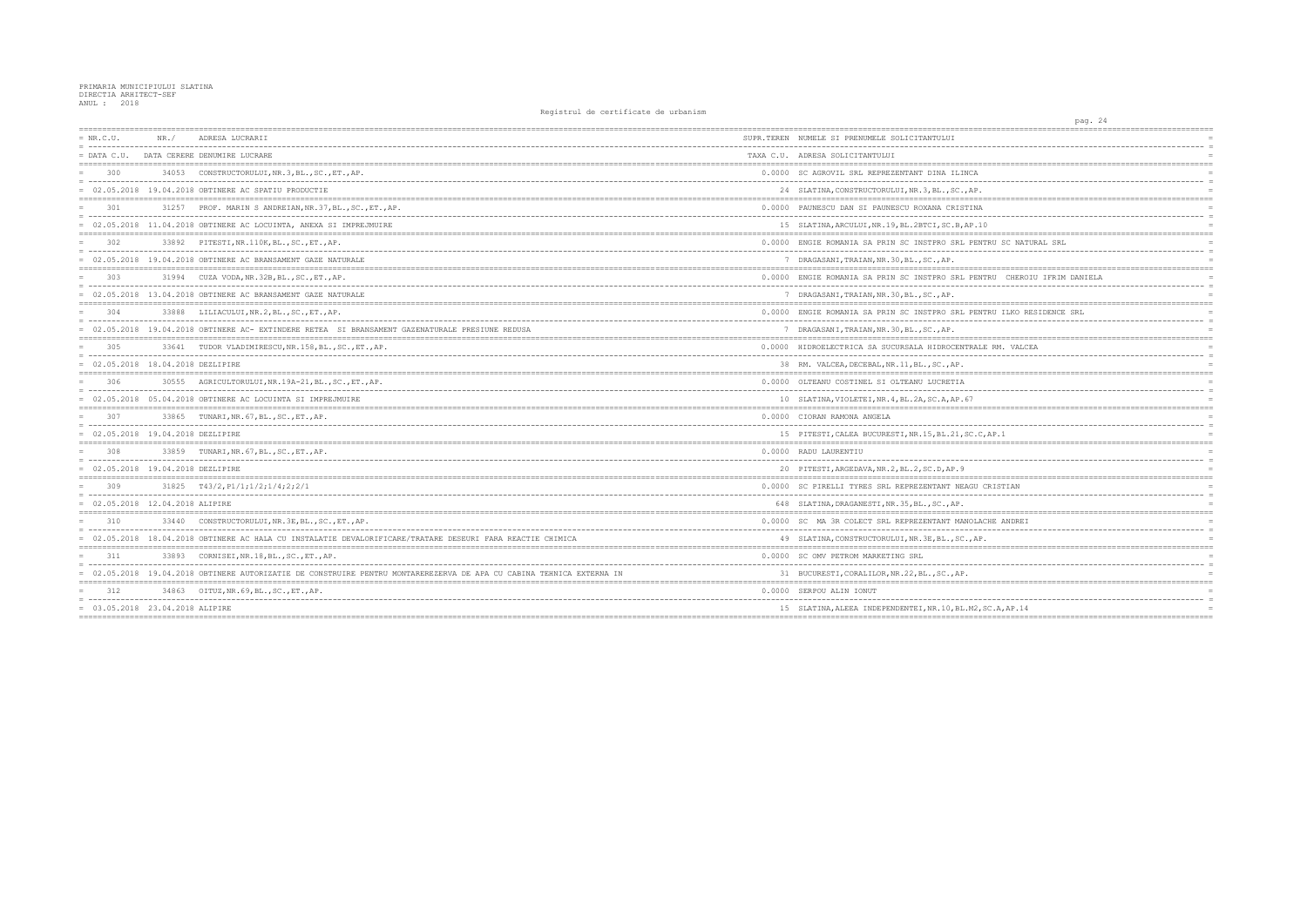PRIMARIA MUNICIPIULUI SLATINA
DIRECTIA ARHITECT-SEF
ANUL : 2018

Registrul de certificate de urbanism

| NR.C.U. / DATA C.U. | NR. / DATA CERERE | ADRESA LUCRARII / DENUMIRE LUCRARE | SUPR.TEREN / TAXA C.U. | NUMELE SI PRENUMELE SOLICITANTULUI / ADRESA SOLICITANTULUI |
|---|---|---|---|---|
| 300 | 34053 | CONSTRUCTORULUI,NR.3,BL.,SC.,ET.,AP. | 0.0000 | SC AGROVIL SRL REPREZENTANT DINA ILINCA |
| 02.05.2018 | 19.04.2018 | OBTINERE AC SPATIU PRODUCTIE | 24 | SLATINA,CONSTRUCTORULUI,NR.3,BL.,SC.,AP. |
| 301 | 31257 | PROF. MARIN S ANDREIAN,NR.37,BL.,SC.,ET.,AP. | 0.0000 | PAUNESCU DAN SI PAUNESCU ROXANA CRISTINA |
| 02.05.2018 | 11.04.2018 | OBTINERE AC LOCUINTA, ANEXA SI IMPREJMUIRE | 15 | SLATINA,ARCULUI,NR.19,BL.2BTCI,SC.B,AP.10 |
| 302 | 33892 | PITESTI,NR.110K,BL.,SC.,ET.,AP. | 0.0000 | ENGIE ROMANIA SA PRIN SC INSTPRO SRL PENTRU SC NATURAL SRL |
| 02.05.2018 | 19.04.2018 | OBTINERE AC BRANSAMENT GAZE NATURALE | 7 | DRAGASANI,TRAIAN,NR.30,BL.,SC.,AP. |
| 303 | 31994 | CUZA VODA,NR.32B,BL.,SC.,ET.,AP. | 0.0000 | ENGIE ROMANIA SA PRIN SC INSTPRO SRL PENTRU CHEROIU IFRIM DANIELA |
| 02.05.2018 | 13.04.2018 | OBTINERE AC BRANSAMENT GAZE NATURALE | 7 | DRAGASANI,TRAIAN,NR.30,BL.,SC.,AP. |
| 304 | 33888 | LILIACULUI,NR.2,BL.,SC.,ET.,AP. | 0.0000 | ENGIE ROMANIA SA PRIN SC INSTPRO SRL PENTRU ILKO RESIDENCE SRL |
| 02.05.2018 | 19.04.2018 | OBTINERE AC- EXTINDERE RETEA SI BRANSAMENT GAZENATURALE PRESIUNE REDUSA | 7 | DRAGASANI,TRAIAN,NR.30,BL.,SC.,AP. |
| 305 | 33641 | TUDOR VLADIMIRESCU,NR.158,BL.,SC.,ET.,AP. | 0.0000 | HIDROELECTRICA SA SUCURSALA HIDROCENTRALE RM. VALCEA |
| 02.05.2018 | 18.04.2018 | DEZLIPIRE | 38 | RM. VALCEA,DECEBAL,NR.11,BL.,SC.,AP. |
| 306 | 30555 | AGRICULTORULUI,NR.19A-21,BL.,SC.,ET.,AP. | 0.0000 | OLTEANU COSTINEL SI OLTEANU LUCRETIA |
| 02.05.2018 | 05.04.2018 | OBTINERE AC LOCUINTA SI IMPREJMUIRE | 10 | SLATINA,VIOLETEI,NR.4,BL.2A,SC.A,AP.67 |
| 307 | 33865 | TUNARI,NR.67,BL.,SC.,ET.,AP. | 0.0000 | CIORAN RAMONA ANGELA |
| 02.05.2018 | 19.04.2018 | DEZLIPIRE | 15 | PITESTI,CALEA BUCURESTI,NR.15,BL.21,SC.C,AP.1 |
| 308 | 33859 | TUNARI,NR.67,BL.,SC.,ET.,AP. | 0.0000 | RADU LAURENTIU |
| 02.05.2018 | 19.04.2018 | DEZLIPIRE | 20 | PITESTI,ARGEDAVA,NR.2,BL.2,SC.D,AP.9 |
| 309 | 31825 | T43/2,P1/1;1/2;1/4;2;2/1 | 0.0000 | SC PIRELLI TYRES SRL REPREZENTANT NEAGU CRISTIAN |
| 02.05.2018 | 12.04.2018 | ALIPIRE | 648 | SLATINA,DRAGANESTI,NR.35,BL.,SC.,AP. |
| 310 | 33440 | CONSTRUCTORULUI,NR.3E,BL.,SC.,ET.,AP. | 0.0000 | SC MA 3R COLECT SRL REPREZENTANT MANOLACHE ANDREI |
| 02.05.2018 | 18.04.2018 | OBTINERE AC HALA CU INSTALATIE DEVALORIFICARE/TRATARE DESEURI FARA REACTIE CHIMICA | 49 | SLATINA,CONSTRUCTORULUI,NR.3E,BL.,SC.,AP. |
| 311 | 33893 | CORNISEI,NR.18,BL.,SC.,ET.,AP. | 0.0000 | SC OMV PETROM MARKETING SRL |
| 02.05.2018 | 19.04.2018 | OBTINERE AUTORIZATIE DE CONSTRUIRE PENTRU MONTAREREZERVA DE APA CU CABINA TEHNICA EXTERNA IN | 31 | BUCURESTI,CORALILOR,NR.22,BL.,SC.,AP. |
| 312 | 34863 | OITUZ,NR.69,BL.,SC.,ET.,AP. | 0.0000 | SERPOU ALIN IONUT |
| 03.05.2018 | 23.04.2018 | ALIPIRE | 15 | SLATINA,ALEEA INDEPENDENTEI,NR.10,BL.M2,SC.A,AP.14 |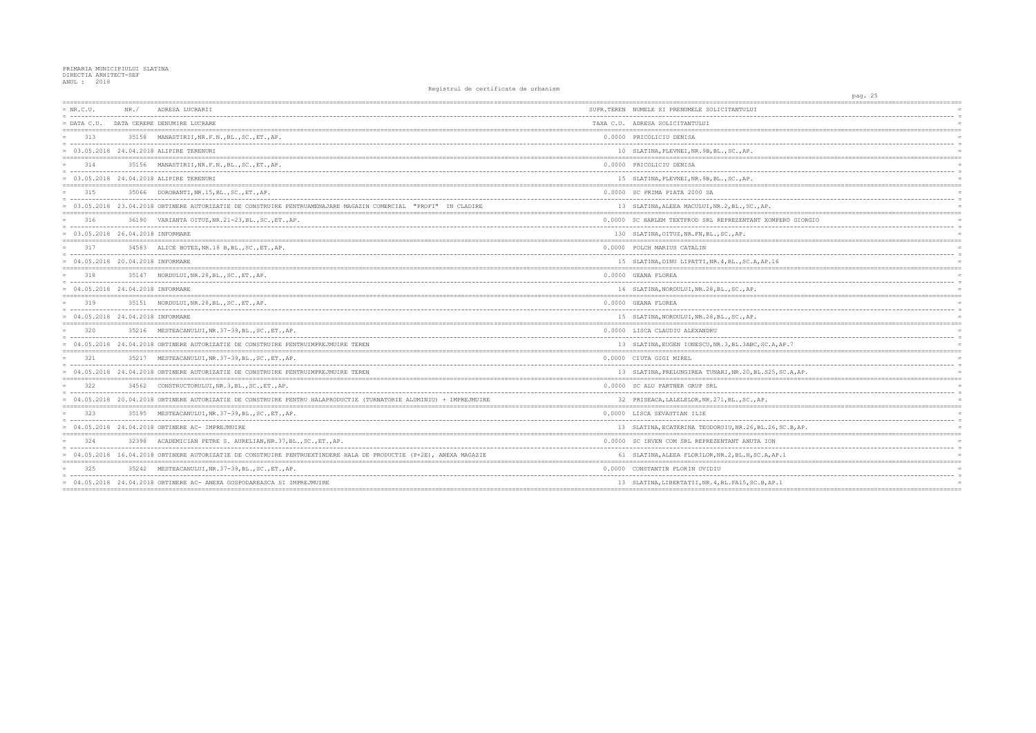PRIMARIA MUNICIPIULUI SLATINA
DIRECTIA ARHITECT-SEF
ANUL : 2018

Registrul de certificate de urbanism

| NR.C.U. | NR./ | ADRESA LUCRARII | SUPR.TEREN | NUMELE SI PRENUMELE SOLICITANTULUI |
|---|---|---|---|---|
| DATA C.U. | DATA CERERE | DENUMIRE LUCRARE | TAXA C.U. | ADRESA SOLICITANTULUI |
| 313 | 35158 | MANASTIRII,NR.F.N.,BL.,SC.,ET.,AP. | 0.0000 | PRICOLICIU DENISA |
| 03.05.2018 | 24.04.2018 | ALIPIRE TERENURI | 10 | SLATINA,PLEVNEI,NR.9B,BL.,SC.,AP. |
| 314 | 35156 | MANASTIRII,NR.F.N.,BL.,SC.,ET.,AP. | 0.0000 | PRICOLICIU DENISA |
| 03.05.2018 | 24.04.2018 | ALIPIRE TERENURI | 15 | SLATINA,PLEVNEI,NR.9B,BL.,SC.,AP. |
| 315 | 35066 | DOROBANTI,NR.15,BL.,SC.,ET.,AP. | 0.0000 | SC PRIMA PIATA 2000 SA |
| 03.05.2018 | 23.04.2018 | OBTINERE AUTORIZATIE DE CONSTRUIRE PENTRUAMENAJARE MAGAZIN COMERCIAL "PROFI" IN CLADIRE | 13 | SLATINA,ALEEA MACULUI,NR.2,BL.,SC.,AP. |
| 316 | 36190 | VARIANTA OITUZ,NR.21-23,BL.,SC.,ET.,AP. | 0.0000 | SC HARLEM TEXTPROD SRL REPREZENTANT XOMPERO GIORGIO |
| 03.05.2018 | 26.04.2018 | INFORMARE | 130 | SLATINA,OITUZ,NR.FN,BL.,SC.,AP. |
| 317 | 34583 | ALICE BOTEZ,NR.18 B,BL.,SC.,ET.,AP. | 0.0000 | POLCH MARIUS CATALIN |
| 04.05.2018 | 20.04.2018 | INFORMARE | 15 | SLATINA,DINU LIPATTI,NR.4,BL.,SC.A,AP.16 |
| 318 | 35147 | NORDULUI,NR.28,BL.,SC.,ET.,AP. | 0.0000 | GEANA FLOREA |
| 04.05.2018 | 24.04.2018 | INFORMARE | 16 | SLATINA,NORDULUI,NR.28,BL.,SC.,AP. |
| 319 | 35151 | NORDULUI,NR.28,BL.,SC.,ET.,AP. | 0.0000 | GEANA FLOREA |
| 04.05.2018 | 24.04.2018 | INFORMARE | 15 | SLATINA,NORDULUI,NR.28,BL.,SC.,AP. |
| 320 | 35216 | MESTEACANULUI,NR.37-39,BL.,SC.,ET.,AP. | 0.0000 | LISCA CLAUDIU ALEXANDRU |
| 04.05.2018 | 24.04.2018 | OBTINERE AUTORIZATIE DE CONSTRUIRE PENTRUIMPREJMUIRE TEREN | 13 | SLATINA,EUGEN IONESCU,NR.3,BL.3ABC,SC.A,AP.7 |
| 321 | 35217 | MESTEACANULUI,NR.37-39,BL.,SC.,ET.,AP. | 0.0000 | CIUTA GIGI MIREL |
| 04.05.2018 | 24.04.2018 | OBTINERE AUTORIZATIE DE CONSTRUIRE PENTRUIMPREJMUIRE TEREN | 13 | SLATINA,PRELUNGIREA TUNARI,NR.20,BL.S25,SC.A,AP. |
| 322 | 34562 | CONSTRUCTORULUI,NR.3,BL.,SC.,ET.,AP. | 0.0000 | SC ALU PARTNER GRUP SRL |
| 04.05.2018 | 20.04.2018 | OBTINERE AUTORIZATIE DE CONSTRUIRE PENTRU HALAPRODUCTIE (TURNATORIE ALUMINIU) + IMPREJMUIRE | 32 | PRISEACA,LALELELOR,NR.271,BL.,SC.,AP. |
| 323 | 35195 | MESTEACANULUI,NR.37-39,BL.,SC.,ET.,AP. | 0.0000 | LISCA SEVASTIAN ILIE |
| 04.05.2018 | 24.04.2018 | OBTINERE AC- IMPREJMUIRE | 13 | SLATINA,ECATERINA TEODOROIU,NR.26,BL.26,SC.B,AP. |
| 324 | 32398 | ACADEMICIAN PETRE S. AURELIAN,NR.37,BL.,SC.,ET.,AP. | 0.0000 | SC IRVEN COM SRL REPREZENTANT ANUTA ION |
| 04.05.2018 | 16.04.2018 | OBTINERE AUTORIZATIE DE CONSTRUIRE PENTRUEXTINDERE HALA DE PRODUCTIE (P+2E), ANEXA MAGAZIE | 61 | SLATINA,ALEEA FLORILOR,NR.2,BL.H,SC.A,AP.1 |
| 325 | 35242 | MESTEACANULUI,NR.37-39,BL.,SC.,ET.,AP. | 0.0000 | CONSTANTIN FLORIN OVIDIU |
| 04.05.2018 | 24.04.2018 | OBTINERE AC- ANEXA GOSPODAREASCA SI IMPREJMUIRE | 13 | SLATINA,LIBERTATII,NR.4,BL.FA15,SC.B,AP.1 |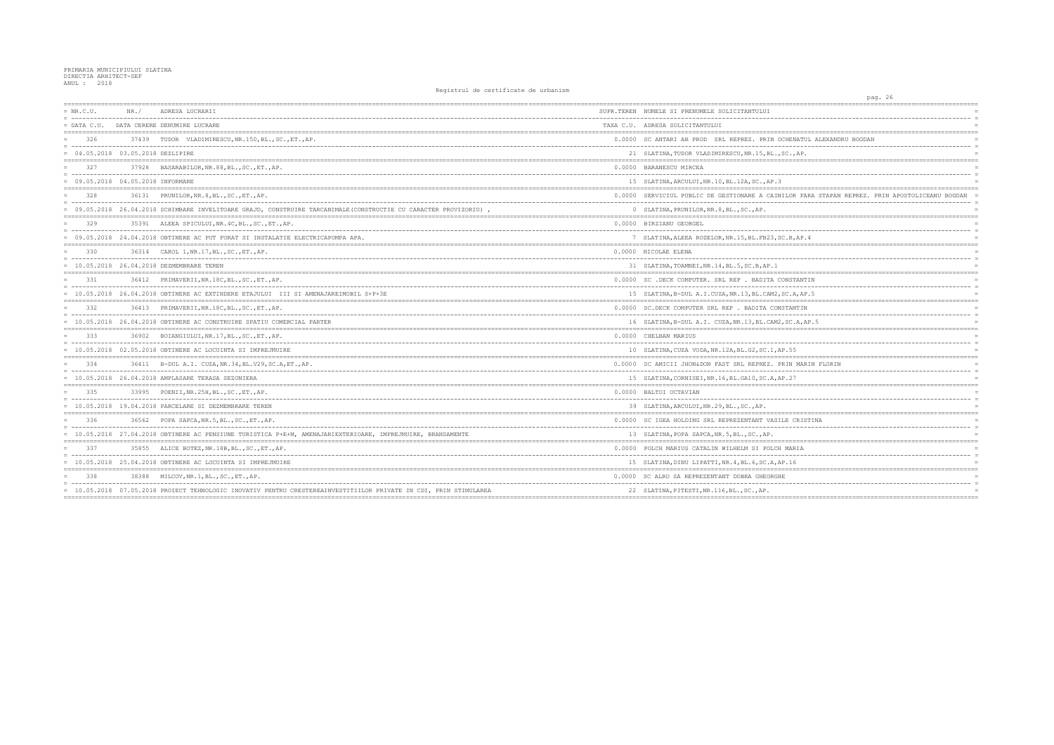PRIMARIA MUNICIPIULUI SLATINA
DIRECTIA ARHITECT-SEF
ANUL : 2018

Registrul de certificate de urbanism

| NR.C.U. | NR./ | ADRESA LUCRARII | SUPR.TEREN | NUMELE SI PRENUMELE SOLICITANTULUI |
|---|---|---|---|---|
| DATA C.U. | DATA CERERE | DENUMIRE LUCRARE | TAXA C.U. | ADRESA SOLICITANTULUI |
| 326 | 37439 | TUDOR VLADIMIRESCU,NR.150,BL.,SC.,ET.,AP. | 0.0000 | SC ANTARI AB PROD SRL REPREZ. PRIN OCHENATUL ALEXANDRU BOGDAN |
| 04.05.2018 | 03.05.2018 | DEZLIPIRE | 21 | SLATINA,TUDOR VLADIMIRESCU,NR.15,BL.,SC.,AP. |
| 327 | 37928 | BASARABILOR,NR.88,BL.,SC.,ET.,AP. | 0.0000 | BARANESCU MIRCEA |
| 09.05.2018 | 04.05.2018 | INFORMARE | 15 | SLATINA,ARCULUI,NR.10,BL.12A,SC.,AP.3 |
| 328 | 36131 | PRUNILOR,NR.8,BL.,SC.,ET.,AP. | 0.0000 | SERVICIUL PUBLIC DE GESTIONARE A CAINILOR FARA STAPAN REPREZ. PRIN APOSTOLICEANU BOGDAN |
| 09.05.2018 | 26.04.2018 | SCHIMBARE INVELITOARE GRAJD, CONSTRUIRE TARCANIMALE(CONSTRUCTIE CU CARACTER PROVIZORIU) , | 0 | SLATINA,PRUNILOR,NR.8,BL.,SC.,AP. |
| 329 | 35391 | ALEEA SPICULUI,NR.4C,BL.,SC.,ET.,AP. | 0.0000 | BIRZIANU GEORGEL |
| 09.05.2018 | 24.04.2018 | OBTINERE AC PUT FORAT SI INSTALATIE ELECTRICAPOMPA APA. | 7 | SLATINA,ALEEA ROZELOR,NR.15,BL.FB23,SC.B,AP.4 |
| 330 | 36314 | CAROL 1,NR.17,BL.,SC.,ET.,AP. | 0.0000 | NICOLAE ELENA |
| 10.05.2018 | 26.04.2018 | DEZMEMBRARE TEREN | 31 | SLATINA,TOAMNEI,NR.14,BL.5,SC.B,AP.1 |
| 331 | 36412 | PRIMAVERII,NR.18C,BL.,SC.,ET.,AP. | 0.0000 | SC .DECK COMPUTER. SRL REP . BADITA CONSTANTIN |
| 10.05.2018 | 26.04.2018 | OBTINERE AC EXTINDERE ETAJULUI III SI AMENAJAREIMOBIL S+P+3E | 15 | SLATINA,B-DUL A.I.CUZA,NR.13,BL.CAM2,SC.A,AP.5 |
| 332 | 36413 | PRIMAVERII,NR.18C,BL.,SC.,ET.,AP. | 0.0000 | SC.DECK COMPUTER SRL REP . BADITA CONSTANTIN |
| 10.05.2018 | 26.04.2018 | OBTINERE AC CONSTRUIRE SPATIU COMERCIAL PARTER | 16 | SLATINA,B-DUL A.I. CUZA,NR.13,BL.CAM2,SC.A,AP.5 |
| 333 | 36902 | BOIANGIULUI,NR.17,BL.,SC.,ET.,AP. | 0.0000 | CHELBAN MARIUS |
| 10.05.2018 | 02.05.2018 | OBTINERE AC LOCUINTA SI IMPREJMUIRE | 10 | SLATINA,CUZA VODA,NR.12A,BL.G2,SC.1,AP.55 |
| 334 | 36411 | B-DUL A.I. CUZA,NR.34,BL.V29,SC.A,ET.,AP. | 0.0000 | SC AMICII JHON&DON FAST SRL REPREZ. PRIN MARIN FLORIN |
| 10.05.2018 | 26.04.2018 | AMPLASARE TERASA SEZONIERA | 15 | SLATINA,CORNISEI,NR.16,BL.GA10,SC.A,AP.27 |
| 335 | 33995 | POENII,NR.25H,BL.,SC.,ET.,AP. | 0.0000 | BALTOI OCTAVIAN |
| 10.05.2018 | 19.04.2018 | PARCELARE SI DEZMEMBRARE TEREN | 39 | SLATINA,ARCULUI,NR.29,BL.,SC.,AP. |
| 336 | 36562 | POPA SAPCA,NR.5,BL.,SC.,ET.,AP. | 0.0000 | SC IGEA HOLDING SRL REPREZENTANT VASILE CRISTINA |
| 10.05.2018 | 27.04.2018 | OBTINERE AC PENSIUNE TURISTICA P+E+M, AMENAJARIEXTERIOARE, IMPREJMUIRE, BRANSAMENTE | 13 | SLATINA,POPA SAPCA,NR.5,BL.,SC.,AP. |
| 337 | 35855 | ALICE BOTEZ,NR.18B,BL.,SC.,ET.,AP. | 0.0000 | POLCH MARIUS CATALIN WILHELM SI POLCH MARIA |
| 10.05.2018 | 25.04.2018 | OBTINERE AC LOCUINTA SI IMPREJMUIRE | 15 | SLATINA,DINU LIPATTI,NR.4,BL.6,SC.A,AP.16 |
| 338 | 38388 | MILCOV,NR.1,BL.,SC.,ET.,AP. | 0.0000 | SC ALRO SA REPREZENTANT DOBRA GHEORGHE |
| 10.05.2018 | 07.05.2018 | PROIECT TEHNOLOGIC INOVATIV PENTRU CRESTEREAINVESTITIILOR PRIVATE IN CDI, PRIN STIMULAREA | 22 | SLATINA,PITESTI,NR.116,BL.,SC.,AP. |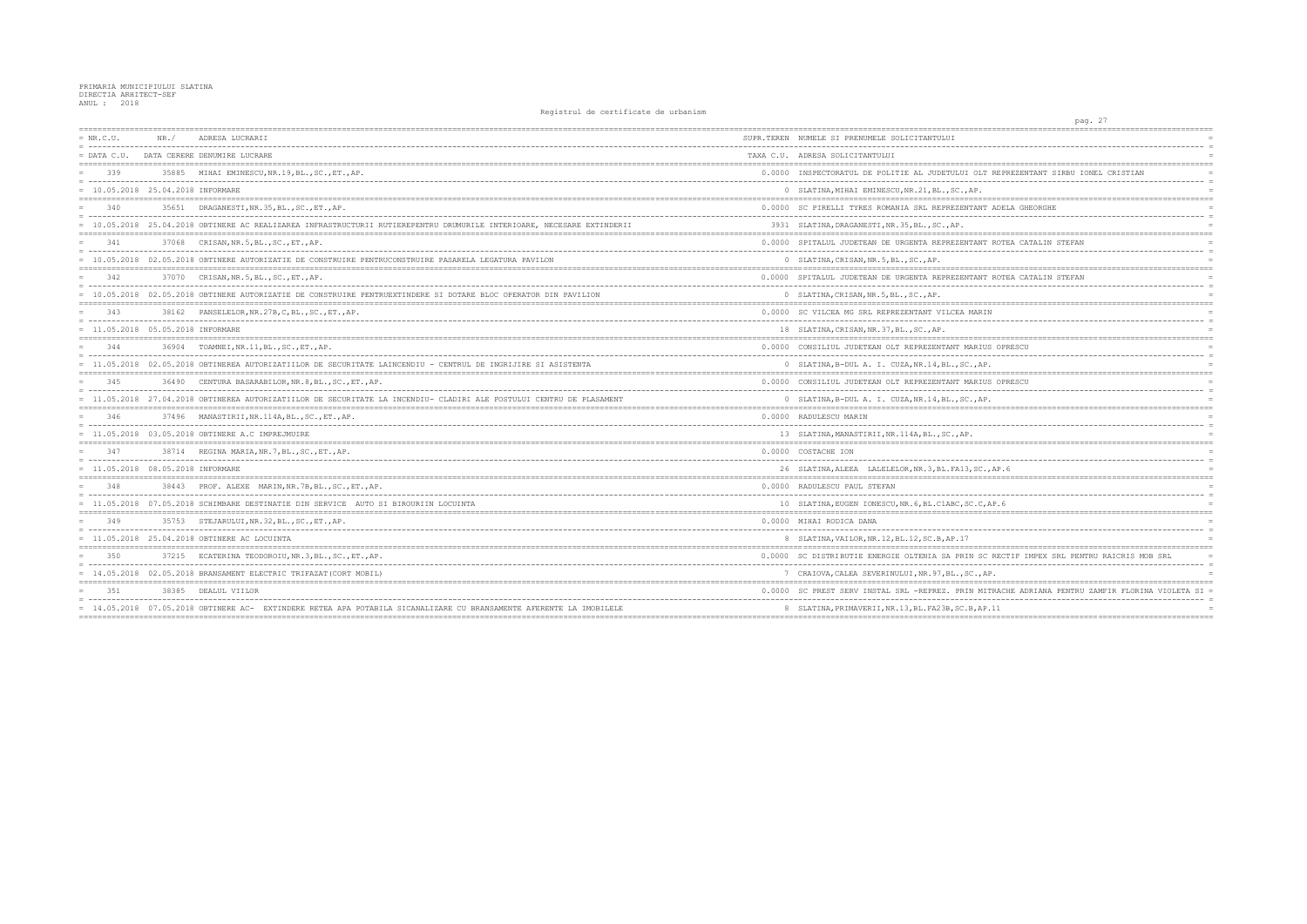PRIMARIA MUNICIPIULUI SLATINA
DIRECTIA ARHITECT-SEF
ANUL : 2018

Registrul de certificate de urbanism

| NR.C.U. / DATA C.U. | NR./ DATA CERERE | ADRESA LUCRARII / DENUMIRE LUCRARE | SUPR.TEREN / TAXA C.U. | NUMELE SI PRENUMELE SOLICITANTULUI / ADRESA SOLICITANTULUI |
|---|---|---|---|---|
| 339 | 35885 | MIHAI EMINESCU,NR.19,BL.,SC.,ET.,AP. | 0.0000 | INSPECTORATUL DE POLITIE AL JUDETULUI OLT REPREZENTANT SIRBU IONEL CRISTIAN |
| 10.05.2018 | 25.04.2018 | INFORMARE | 0 | SLATINA,MIHAI EMINESCU,NR.21,BL.,SC.,AP. |
| 340 | 35651 | DRAGANESTI,NR.35,BL.,SC.,ET.,AP. | 0.0000 | SC PIRELLI TYRES ROMANIA SRL REPREZENTANT ADELA GHEORGHE |
| 10.05.2018 | 25.04.2018 | OBTINERE AC REALIZAREA INFRASTRUCTURII RUTIEREPENTRU DRUMURILE INTERIOARE, NECESARE EXTINDERII | 3931 | SLATINA,DRAGANESTI,NR.35,BL.,SC.,AP. |
| 341 | 37068 | CRISAN,NR.5,BL.,SC.,ET.,AP. | 0.0000 | SPITALUL JUDETEAN DE URGENTA REPREZENTANT ROTEA CATALIN STEFAN |
| 10.05.2018 | 02.05.2018 | OBTINERE AUTORIZATIE DE CONSTRUIRE PENTRUCONSTRUIRE PASARELA LEGATURA PAVILON | 0 | SLATINA,CRISAN,NR.5,BL.,SC.,AP. |
| 342 | 37070 | CRISAN,NR.5,BL.,SC.,ET.,AP. | 0.0000 | SPITALUL JUDETEAN DE URGENTA REPREZENTANT ROTEA CATALIN STEFAN |
| 10.05.2018 | 02.05.2018 | OBTINERE AUTORIZATIE DE CONSTRUIRE PENTRUEXTINDERE SI DOTARE BLOC OPERATOR DIN PAVILION | 0 | SLATINA,CRISAN,NR.5,BL.,SC.,AP. |
| 343 | 38162 | PANSELELOR,NR.27B,C,BL.,SC.,ET.,AP. | 0.0000 | SC VILCEA MG SRL REPREZENTANT VILCEA MARIN |
| 11.05.2018 | 05.05.2018 | INFORMARE | 18 | SLATINA,CRISAN,NR.37,BL.,SC.,AP. |
| 344 | 36904 | TOAMNEI,NR.11,BL.,SC.,ET.,AP. | 0.0000 | CONSILIUL JUDETEAN OLT REPREZENTANT MARIUS OPRESCU |
| 11.05.2018 | 02.05.2018 | OBTINEREA AUTORIZATIILOR DE SECURITATE LAINCENDIU - CENTRUL DE INGRIJIRE SI ASISTENTA | 0 | SLATINA,B-DUL A. I. CUZA,NR.14,BL.,SC.,AP. |
| 345 | 36490 | CENTURA BASARABILOR,NR.8,BL.,SC.,ET.,AP. | 0.0000 | CONSILIUL JUDETEAN OLT REPREZENTANT MARIUS OPRESCU |
| 11.05.2018 | 27.04.2018 | OBTINEREA AUTORIZATIILOR DE SECURITATE LA INCENDIU- CLADIRI ALE FOSTULUI CENTRU DE PLASAMENT | 0 | SLATINA,B-DUL A. I. CUZA,NR.14,BL.,SC.,AP. |
| 346 | 37496 | MANASTIRII,NR.114A,BL.,SC.,ET.,AP. | 0.0000 | RADULESCU MARIN |
| 11.05.2018 | 03.05.2018 | OBTINERE A.C IMPREJMUIRE | 13 | SLATINA,MANASTIRII,NR.114A,BL.,SC.,AP. |
| 347 | 38714 | REGINA MARIA,NR.7,BL.,SC.,ET.,AP. | 0.0000 | COSTACHE ION |
| 11.05.2018 | 08.05.2018 | INFORMARE | 26 | SLATINA,ALEEA LALELELOR,NR.3,BL.FA13,SC.,AP.6 |
| 348 | 38443 | PROF. ALEXE MARIN,NR.7B,BL.,SC.,ET.,AP. | 0.0000 | RADULESCU PAUL STEFAN |
| 11.05.2018 | 07.05.2018 | SCHIMBARE DESTINATIE DIN SERVICE AUTO SI BIROURIIN LOCUINTA | 10 | SLATINA,EUGEN IONESCU,NR.6,BL.C1ABC,SC.C,AP.6 |
| 349 | 35753 | STEJARULUI,NR.32,BL.,SC.,ET.,AP. | 0.0000 | MIHAI RODICA DANA |
| 11.05.2018 | 25.04.2018 | OBTINERE AC LOCUINTA | 8 | SLATINA,VAILOR,NR.12,BL.12,SC.B,AP.17 |
| 350 | 37215 | ECATERINA TEODOROIU,NR.3,BL.,SC.,ET.,AP. | 0.0000 | SC DISTRIBUTIE ENERGIE OLTENIA SA PRIN SC RECTIF IMPEX SRL PENTRU RAICRIS MOB SRL |
| 14.05.2018 | 02.05.2018 | BRANSAMENT ELECTRIC TRIFAZAT(CORT MOBIL) | 7 | CRAIOVA,CALEA SEVERINULUI,NR.97,BL.,SC.,AP. |
| 351 | 38385 | DEALUL VIILOR | 0.0000 | SC PREST SERV INSTAL SRL -REPREZ. PRIN MITRACHE ADRIANA PENTRU ZAMFIR FLORINA VIOLETA SI |
| 14.05.2018 | 07.05.2018 | OBTINERE AC- EXTINDERE RETEA APA POTABILA SICANALIZARE CU BRANSAMENTE AFERENTE LA IMOBILELE | 8 | SLATINA,PRIMAVERII,NR.13,BL.FA23B,SC.B,AP.11 |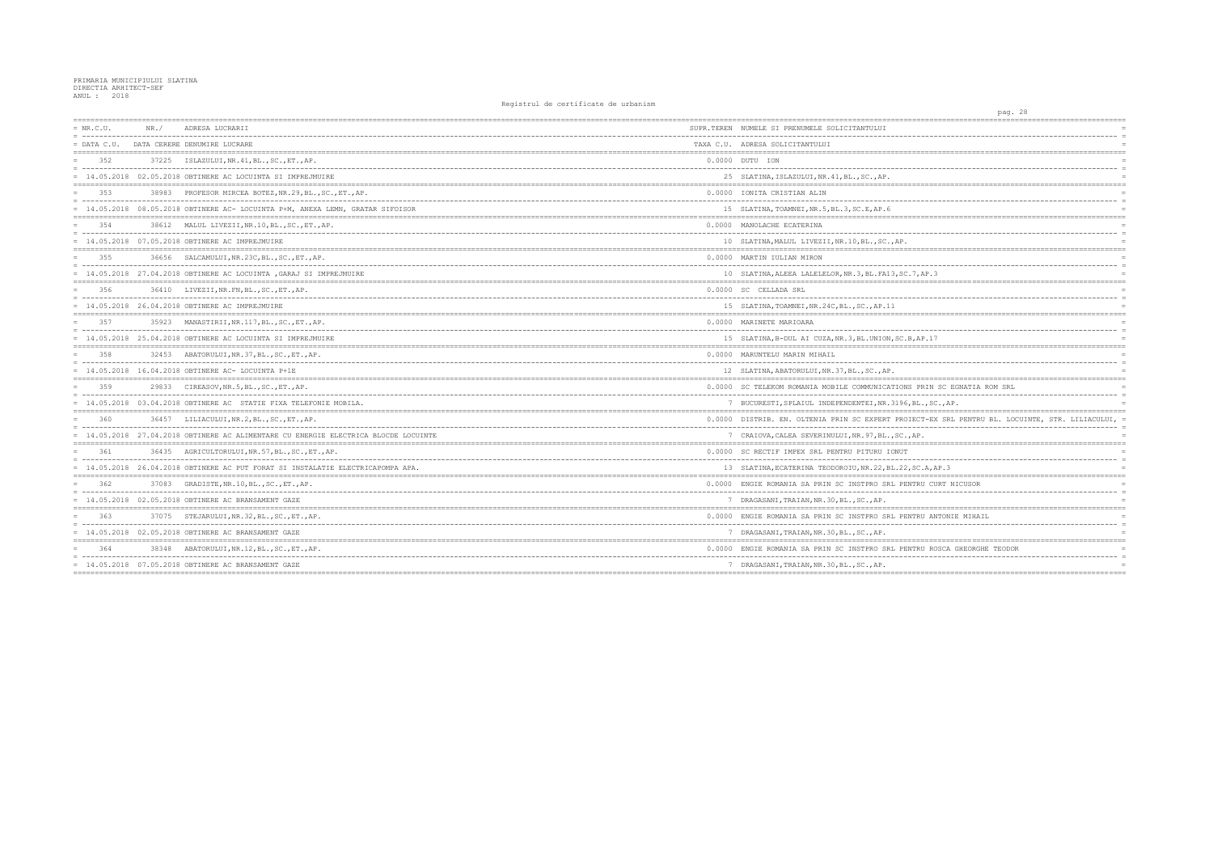PRIMARIA MUNICIPIULUI SLATINA
DIRECTIA ARHITECT-SEF
ANUL : 2018

Registrul de certificate de urbanism

| NR.C.U. / DATA C.U. | NR./ DATA CERERE | ADRESA LUCRARII / DENUMIRE LUCRARE | SUPR.TEREN / TAXA C.U. | NUMELE SI PRENUMELE SOLICITANTULUI / ADRESA SOLICITANTULUI |
|---|---|---|---|---|
| 352 | 37225 | ISLAZULUI,NR.41,BL.,SC.,ET.,AP. | 0.0000 | DUTU ION |
| 14.05.2018 | 02.05.2018 | OBTINERE AC LOCUINTA SI IMPREJMUIRE | 25 | SLATINA,ISLAZULUI,NR.41,BL.,SC.,AP. |
| 353 | 38983 | PROFESOR MIRCEA BOTEZ,NR.29,BL.,SC.,ET.,AP. | 0.0000 | IONITA CRISTIAN ALIN |
| 14.05.2018 | 08.05.2018 | OBTINERE AC- LOCUINTA P+M, ANEXA LEMN, GRATAR SIFOISOR | 15 | SLATINA,TOAMNEI,NR.5,BL.3,SC.E,AP.6 |
| 354 | 38612 | MALUL LIVEZII,NR.10,BL.,SC.,ET.,AP. | 0.0000 | MANOLACHE ECATERINA |
| 14.05.2018 | 07.05.2018 | OBTINERE AC IMPREJMUIRE | 10 | SLATINA,MALUL LIVEZII,NR.10,BL.,SC.,AP. |
| 355 | 36656 | SALCAMULUI,NR.23C,BL.,SC.,ET.,AP. | 0.0000 | MARTIN IULIAN MIRON |
| 14.05.2018 | 27.04.2018 | OBTINERE AC LOCUINTA ,GARAJ SI IMPREJMUIRE | 10 | SLATINA,ALEEA LALELELOR,NR.3,BL.FA13,SC.7,AP.3 |
| 356 | 36410 | LIVEZII,NR.FN,BL.,SC.,ET.,AP. | 0.0000 | SC CELLADA SRL |
| 14.05.2018 | 26.04.2018 | OBTINERE AC IMPREJMUIRE | 15 | SLATINA,TOAMNEI,NR.24C,BL.,SC.,AP.11 |
| 357 | 35923 | MANASTIRII,NR.117,BL.,SC.,ET.,AP. | 0.0000 | MARINETE MARIOARA |
| 14.05.2018 | 25.04.2018 | OBTINERE AC LOCUINTA SI IMPREJMUIRE | 15 | SLATINA,B-DUL AI CUZA,NR.3,BL.UNION,SC.B,AP.17 |
| 358 | 32453 | ABATORULUI,NR.37,BL.,SC.,ET.,AP. | 0.0000 | MARUNTELU MARIN MIHAIL |
| 14.05.2018 | 16.04.2018 | OBTINERE AC- LOCUINTA P+1E | 12 | SLATINA,ABATORULUI,NR.37,BL.,SC.,AP. |
| 359 | 29833 | CIREASOV,NR.5,BL.,SC.,ET.,AP. | 0.0000 | SC TELEKOM ROMANIA MOBILE COMMUNICATIONS PRIN SC EGNATIA ROM SRL |
| 14.05.2018 | 03.04.2018 | OBTINERE AC STATIE FIXA TELEFONIE MOBILA. | 7 | BUCURESTI,SPLAIUL INDEPENDENTEI,NR.319G,BL.,SC.,AP. |
| 360 | 36457 | LILIACULUI,NR.2,BL.,SC.,ET.,AP. | 0.0000 | DISTRIB. EN. OLTENIA PRIN SC EXPERT PROIECT-EX SRL PENTRU BL. LOCUINTE, STR. LILIACULUI, |
| 14.05.2018 | 27.04.2018 | OBTINERE AC ALIMENTARE CU ENERGIE ELECTRICA BLOCDE LOCUINTE | 7 | CRAIOVA,CALEA SEVERINULUI,NR.97,BL.,SC.,AP. |
| 361 | 36435 | AGRICULTORULUI,NR.57,BL.,SC.,ET.,AP. | 0.0000 | SC RECTIF IMPEX SRL PENTRU PITURU IONUT |
| 14.05.2018 | 26.04.2018 | OBTINERE AC PUT FORAT SI INSTALATIE ELECTRICAPOMPA APA. | 13 | SLATINA,ECATERINA TEODOROIU,NR.22,BL.22,SC.A,AP.3 |
| 362 | 37083 | GRADISTE,NR.10,BL.,SC.,ET.,AP. | 0.0000 | ENGIE ROMANIA SA PRIN SC INSTPRO SRL PENTRU CURT NICUSOR |
| 14.05.2018 | 02.05.2018 | OBTINERE AC BRANSAMENT GAZE | 7 | DRAGASANI,TRAIAN,NR.30,BL.,SC.,AP. |
| 363 | 37075 | STEJARULUI,NR.32,BL.,SC.,ET.,AP. | 0.0000 | ENGIE ROMANIA SA PRIN SC INSTPRO SRL PENTRU ANTONIE MIHAIL |
| 14.05.2018 | 02.05.2018 | OBTINERE AC BRANSAMENT GAZE | 7 | DRAGASANI,TRAIAN,NR.30,BL.,SC.,AP. |
| 364 | 38348 | ABATORULUI,NR.12,BL.,SC.,ET.,AP. | 0.0000 | ENGIE ROMANIA SA PRIN SC INSTPRO SRL PENTRU ROSCA GHEORGHE TEODOR |
| 14.05.2018 | 07.05.2018 | OBTINERE AC BRANSAMENT GAZE | 7 | DRAGASANI,TRAIAN,NR.30,BL.,SC.,AP. |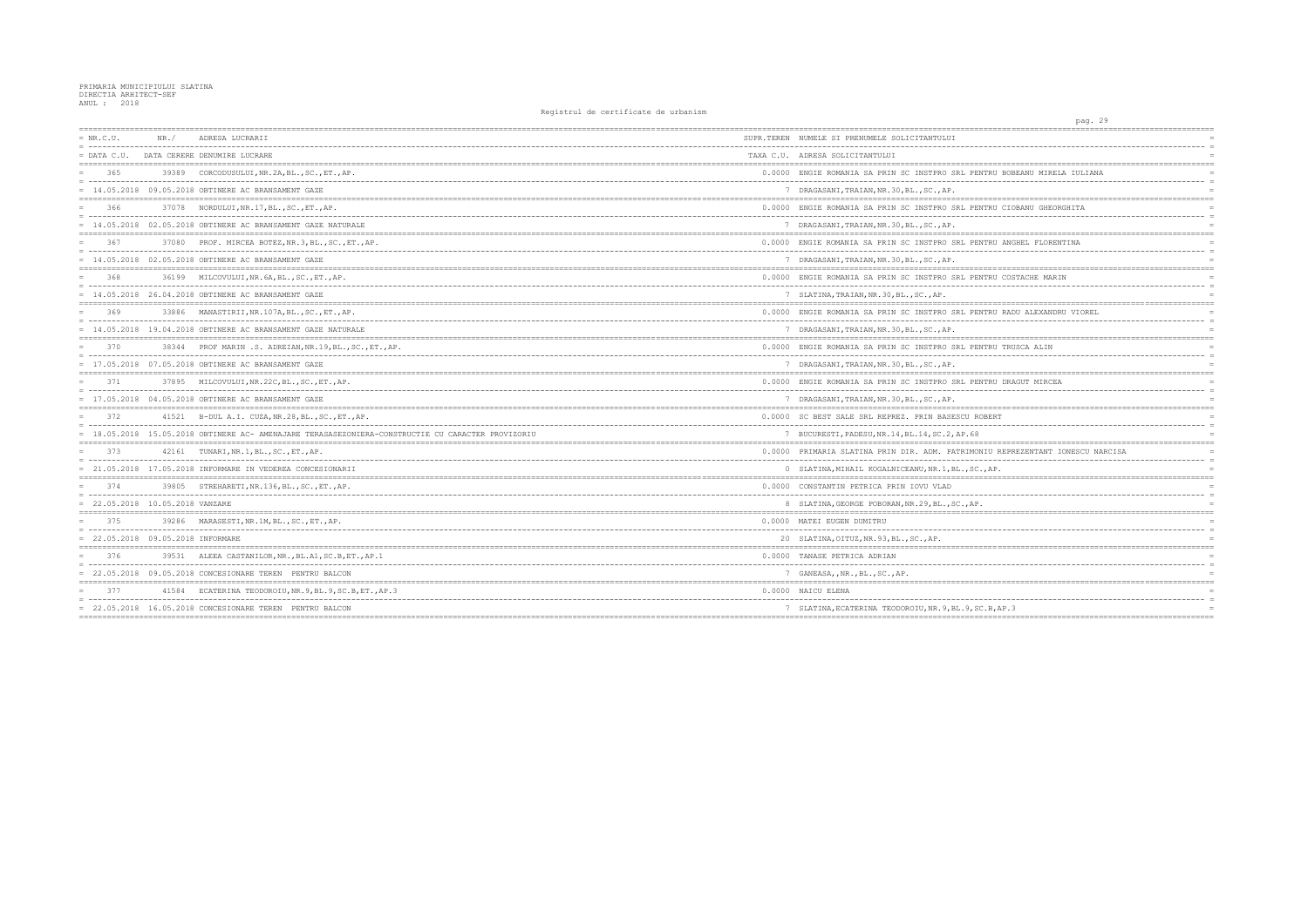PRIMARIA MUNICIPIULUI SLATINA
DIRECTIA ARHITECT-SEF
ANUL : 2018

Registrul de certificate de urbanism

| NR.C.U. / DATA C.U. | NR. / DATA CERERE | ADRESA LUCRARII / DENUMIRE LUCRARE | SUPR.TEREN / TAXA C.U. | NUMELE SI PRENUMELE SOLICITANTULUI / ADRESA SOLICITANTULUI |
|---|---|---|---|---|
| 365 | 39389 | CORCODUSULUI,NR.2A,BL.,SC.,ET.,AP. | 0.0000 | ENGIE ROMANIA SA PRIN SC INSTPRO SRL PENTRU BOBEANU MIRELA IULIANA |
| 14.05.2018 | 09.05.2018 | OBTINERE AC BRANSAMENT GAZE | 7 | DRAGASANI,TRAIAN,NR.30,BL.,SC.,AP. |
| 366 | 37078 | NORDULUI,NR.17,BL.,SC.,ET.,AP. | 0.0000 | ENGIE ROMANIA SA PRIN SC INSTPRO SRL PENTRU CIOBANU GHEORGHITA |
| 14.05.2018 | 02.05.2018 | OBTINERE AC BRANSAMENT GAZE NATURALE | 7 | DRAGASANI,TRAIAN,NR.30,BL.,SC.,AP. |
| 367 | 37080 | PROF. MIRCEA BOTEZ,NR.3,BL.,SC.,ET.,AP. | 0.0000 | ENGIE ROMANIA SA PRIN SC INSTPRO SRL PENTRU ANGHEL FLORENTINA |
| 14.05.2018 | 02.05.2018 | OBTINERE AC BRANSAMENT GAZE | 7 | DRAGASANI,TRAIAN,NR.30,BL.,SC.,AP. |
| 368 | 36199 | MILCOVULUI,NR.6A,BL.,SC.,ET.,AP. | 0.0000 | ENGIE ROMANIA SA PRIN SC INSTPRO SRL PENTRU COSTACHE MARIN |
| 14.05.2018 | 26.04.2018 | OBTINERE AC BRANSAMENT GAZE | 7 | SLATINA,TRAIAN,NR.30,BL.,SC.,AP. |
| 369 | 33886 | MANASTIRII,NR.107A,BL.,SC.,ET.,AP. | 0.0000 | ENGIE ROMANIA SA PRIN SC INSTPRO SRL PENTRU RADU ALEXANDRU VIOREL |
| 14.05.2018 | 19.04.2018 | OBTINERE AC BRANSAMENT GAZE NATURALE | 7 | DRAGASANI,TRAIAN,NR.30,BL.,SC.,AP. |
| 370 | 38344 | PROF MARIN .S. ADREIAN,NR.19,BL.,SC.,ET.,AP. | 0.0000 | ENGIE ROMANIA SA PRIN SC INSTPRO SRL PENTRU TRUSCA ALIN |
| 17.05.2018 | 07.05.2018 | OBTINERE AC BRANSAMENT GAZE | 7 | DRAGASANI,TRAIAN,NR.30,BL.,SC.,AP. |
| 371 | 37895 | MILCOVULUI,NR.22C,BL.,SC.,ET.,AP. | 0.0000 | ENGIE ROMANIA SA PRIN SC INSTPRO SRL PENTRU DRAGUT MIRCEA |
| 17.05.2018 | 04.05.2018 | OBTINERE AC BRANSAMENT GAZE | 7 | DRAGASANI,TRAIAN,NR.30,BL.,SC.,AP. |
| 372 | 41521 | B-DUL A.I. CUZA,NR.28,BL.,SC.,ET.,AP. | 0.0000 | SC BEST SALE SRL REPREZ. PRIN BASESCU ROBERT |
| 18.05.2018 | 15.05.2018 | OBTINERE AC- AMENAJARE TERASASEZONIERA-CONSTRUCTIE CU CARACTER PROVIZORIU | 7 | BUCURESTI,PADESU,NR.14,BL.14,SC.2,AP.68 |
| 373 | 42161 | TUNARI,NR.1,BL.,SC.,ET.,AP. | 0.0000 | PRIMARIA SLATINA PRIN DIR. ADM. PATRIMONIU REPREZENTANT IONESCU NARCISA |
| 21.05.2018 | 17.05.2018 | INFORMARE IN VEDEREA CONCESIONARII | 0 | SLATINA,MIHAIL KOGALNICEANU,NR.1,BL.,SC.,AP. |
| 374 | 39805 | STREHARETI,NR.136,BL.,SC.,ET.,AP. | 0.0000 | CONSTANTIN PETRICA PRIN IOVU VLAD |
| 22.05.2018 | 10.05.2018 | VANZARE | 8 | SLATINA,GEORGE POBORAN,NR.29,BL.,SC.,AP. |
| 375 | 39286 | MARASESTI,NR.1M,BL.,SC.,ET.,AP. | 0.0000 | MATEI EUGEN DUMITRU |
| 22.05.2018 | 09.05.2018 | INFORMARE | 20 | SLATINA,OITUZ,NR.93,BL.,SC.,AP. |
| 376 | 39531 | ALEEA CASTANILOR,NR.,BL.A1,SC.B,ET.,AP.1 | 0.0000 | TANASE PETRICA ADRIAN |
| 22.05.2018 | 09.05.2018 | CONCESIONARE TEREN PENTRU BALCON | 7 | GANEASA,,NR.,BL.,SC.,AP. |
| 377 | 41584 | ECATERINA TEODOROIU,NR.9,BL.9,SC.B,ET.,AP.3 | 0.0000 | NAICU ELENA |
| 22.05.2018 | 16.05.2018 | CONCESIONARE TEREN PENTRU BALCON | 7 | SLATINA,ECATERINA TEODOROIU,NR.9,BL.9,SC.B,AP.3 |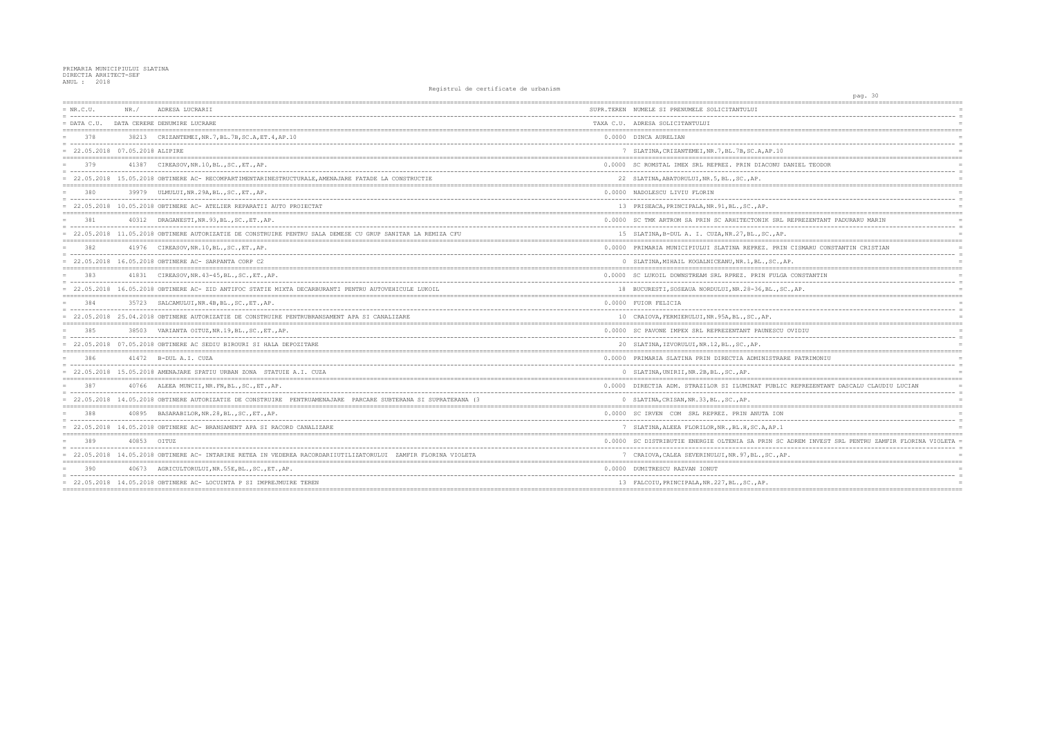PRIMARIA MUNICIPIULUI SLATINA
DIRECTIA ARHITECT-SEF
ANUL : 2018

Registrul de certificate de urbanism

| NR.C.U. / DATA C.U. | NR./ DATA CERERE | ADRESA LUCRARII / DENUMIRE LUCRARE | SUPR.TEREN / TAXA C.U. | NUMELE SI PRENUMELE SOLICITANTULUI / ADRESA SOLICITANTULUI |
|---|---|---|---|---|
| 378 | 38213 | CRIZANTEMEI,NR.7,BL.7B,SC.A,ET.4,AP.10 | 0.0000 | DINCA AURELIAN |
| 22.05.2018 | 07.05.2018 | ALIPIRE | 7 | SLATINA,CRIZANTEMEI,NR.7,BL.7B,SC.A,AP.10 |
| 379 | 41387 | CIREASOV,NR.10,BL.,SC.,ET.,AP. | 0.0000 | SC ROMSTAL IMEX SRL REPREZ. PRIN DIACONU DANIEL TEODOR |
| 22.05.2018 | 15.05.2018 | OBTINERE AC- RECOMPARTIMENTARINESTRUCTURALE,AMENAJARE FATADE LA CONSTRUCTIE | 22 | SLATINA,ABATORULUI,NR.5,BL.,SC.,AP. |
| 380 | 39979 | ULMULUI,NR.29A,BL.,SC.,ET.,AP. | 0.0000 | NADOLESCU LIVIU FLORIN |
| 22.05.2018 | 10.05.2018 | OBTINERE AC- ATELIER REPARATII AUTO PROIECTAT | 13 | PRISEACA,PRINCIPALA,NR.91,BL.,SC.,AP. |
| 381 | 40312 | DRAGANESTI,NR.93,BL.,SC.,ET.,AP. | 0.0000 | SC TMK ARTROM SA PRIN SC ARHITECTONIK SRL REPREZENTANT PADURARU MARIN |
| 22.05.2018 | 11.05.2018 | OBTINERE AUTORIZATIE DE CONSTRUIRE PENTRU SALA DEMESE CU GRUP SANITAR LA REMIZA CFU | 15 | SLATINA,B-DUL A. I. CUZA,NR.27,BL,SC.,AP. |
| 382 | 41976 | CIREASOV,NR.10,BL.,SC.,ET.,AP. | 0.0000 | PRIMARIA MUNICIPIULUI SLATINA REPREZ. PRIN CISMARU CONSTANTIN CRISTIAN |
| 22.05.2018 | 16.05.2018 | OBTINERE AC- SARPANTA CORP C2 | 0 | SLATINA,MIHAIL KOGALNICEANU,NR.1,BL.,SC.,AP. |
| 383 | 41831 | CIREASOV,NR.43-45,BL.,SC.,ET.,AP. | 0.0000 | SC LUKOIL DOWNSTREAM SRL RPREZ. PRIN FULGA CONSTANTIN |
| 22.05.2018 | 16.05.2018 | OBTINERE AC- ZID ANTIFOC STATIE MIXTA DECARBURANTI PENTRU AUTOVEHICULE LUKOIL | 18 | BUCURESTI,SOSEAUA NORDULUI,NR.28-36,BL.,SC.,AP. |
| 384 | 35723 | SALCAMULUI,NR.4B,BL.,SC.,ET.,AP. | 0.0000 | FUIOR FELICIA |
| 22.05.2018 | 25.04.2018 | OBTINERE AUTORIZATIE DE CONSTRUIRE PENTRUBRANSAMENT APA SI CANALIZARE | 10 | CRAIOVA,FERMIERULUI,NR.95A,BL.,SC.,AP. |
| 385 | 38503 | VARIANTA OITUZ,NR.19,BL.,SC.,ET.,AP. | 0.0000 | SC PAVONE IMPEX SRL REPREZENTANT PAUNESCU OVIDIU |
| 22.05.2018 | 07.05.2018 | OBTINERE AC SEDIU BIROURI SI HALA DEPOZITARE | 20 | SLATINA,IZVORULUI,NR.12,BL.,SC.,AP. |
| 386 | 41472 | B-DUL A.I. CUZA | 0.0000 | PRIMARIA SLATINA PRIN DIRECTIA ADMINISTRARE PATRIMONIU |
| 22.05.2018 | 15.05.2018 | AMENAJARE SPATIU URBAN ZONA STATUIE A.I. CUZA | 0 | SLATINA,UNIRII,NR.2B,BL.,SC.,AP. |
| 387 | 40766 | ALEEA MUNCII,NR.FN,BL.,SC.,ET.,AP. | 0.0000 | DIRECTIA ADM. STRAZILOR SI ILUMINAT PUBLIC REPREZENTANT DASCALU CLAUDIU LUCIAN |
| 22.05.2018 | 14.05.2018 | OBTINERE AUTORIZATIE DE CONSTRUIRE PENTRUAMENAJARE PARCARE SUBTERANA SI SUPRATERANA (3 | 0 | SLATINA,CRISAN,NR.33,BL.,SC.,AP. |
| 388 | 40895 | BASARABILOR,NR.28,BL.,SC.,ET.,AP. | 0.0000 | SC IRVEN COM SRL REPREZ. PRIN ANUTA ION |
| 22.05.2018 | 14.05.2018 | OBTINERE AC- BRANSAMENT APA SI RACORD CANALIZARE | 7 | SLATINA,ALEEA FLORILOR,NR.,BL.H,SC.A,AP.1 |
| 389 | 40853 | OITUZ | 0.0000 | SC DISTRIBUTIE ENERGIE OLTENIA SA PRIN SC ADREM INVEST SRL PENTRU ZAMFIR FLORINA VIOLETA |
| 22.05.2018 | 14.05.2018 | OBTINERE AC- INTARIRE RETEA IN VEDEREA RACORDARIIUTILIZATORULUI ZAMFIR FLORINA VIOLETA | 7 | CRAIOVA,CALEA SEVERINULUI,NR.97,BL.,SC.,AP. |
| 390 | 40673 | AGRICULTORULUI,NR.55E,BL.,SC.,ET.,AP. | 0.0000 | DUMITRESCU RAZVAN IONUT |
| 22.05.2018 | 14.05.2018 | OBTINERE AC- LOCUINTA P SI IMPREJMUIRE TEREN | 13 | FALCOIU,PRINCIPALA,NR.227,BL.,SC.,AP. |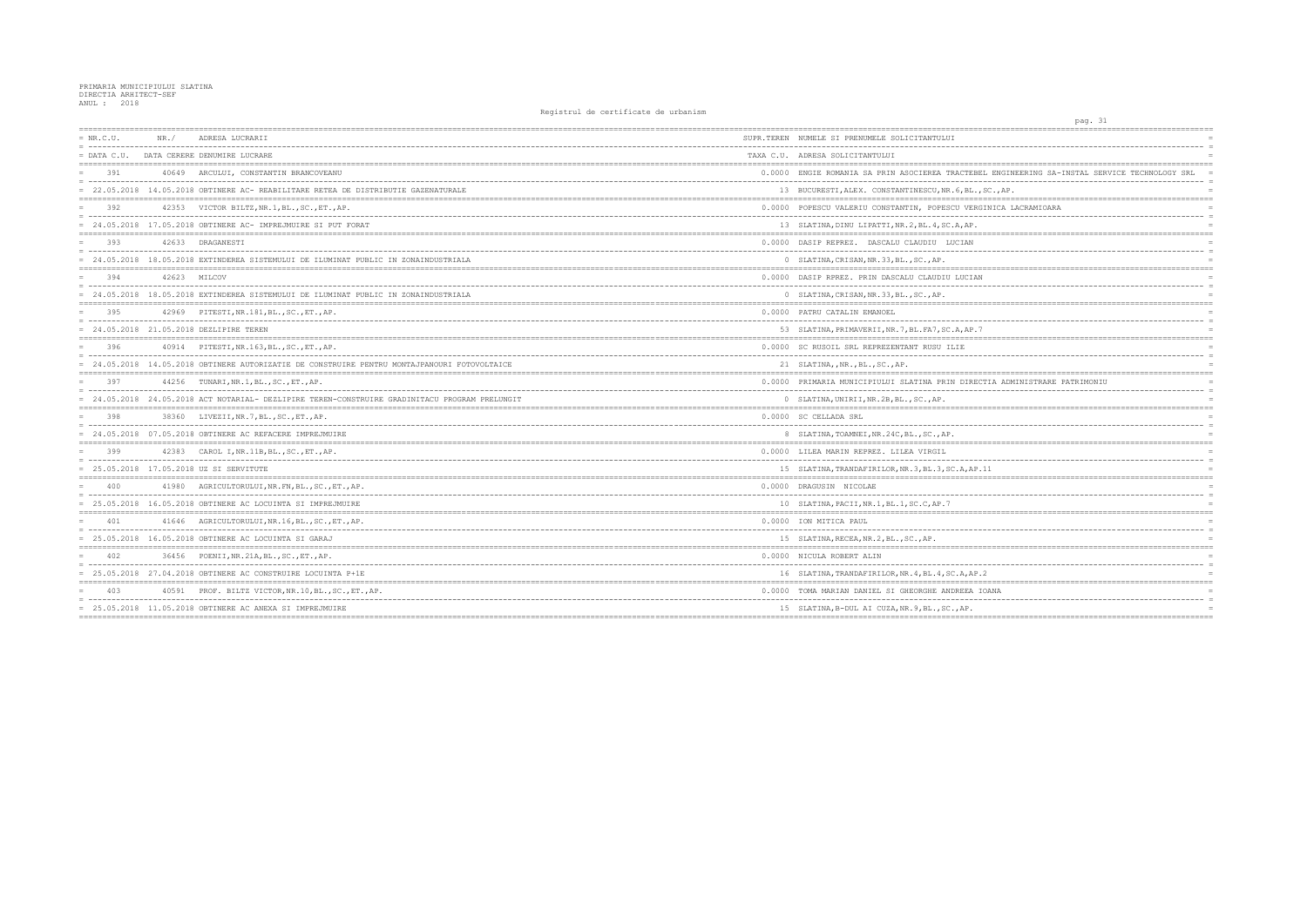PRIMARIA MUNICIPIULUI SLATINA
DIRECTIA ARHITECT-SEF
ANUL : 2018

Registrul de certificate de urbanism

| NR.C.U. / DATA C.U. | NR. / DATA CERERE | ADRESA LUCRARII / DENUMIRE LUCRARE | SUPR.TEREN / TAXA C.U. | NUMELE SI PRENUMELE SOLICITANTULUI / ADRESA SOLICITANTULUI |
|---|---|---|---|---|
| 391 | 40649 | ARCULUI, CONSTANTIN BRANCOVEANU | 0.0000 | ENGIE ROMANIA SA PRIN ASOCIEREA TRACTEBEL ENGINEERING SA-INSTAL SERVICE TECHNOLOGY SRL |
| 22.05.2018 | 14.05.2018 | OBTINERE AC- REABILITARE RETEA DE DISTRIBUTIE GAZENATURALE | 13 | BUCURESTI,ALEX. CONSTANTINESCU,NR.6,BL.,SC.,AP. |
| 392 | 42353 | VICTOR BILTZ,NR.1,BL.,SC.,ET.,AP. | 0.0000 | POPESCU VALERIU CONSTANTIN, POPESCU VERGINICA LACRAMIOARA |
| 24.05.2018 | 17.05.2018 | OBTINERE AC- IMPREJMUIRE SI PUT FORAT | 13 | SLATINA,DINU LIPATTI,NR.2,BL.4,SC.A,AP. |
| 393 | 42633 | DRAGANESTI | 0.0000 | DASIP REPREZ. DASCALU CLAUDIU LUCIAN |
| 24.05.2018 | 18.05.2018 | EXTINDEREA SISTEMULUI DE ILUMINAT PUBLIC IN ZONAINDUSTRIALA | 0 | SLATINA,CRISAN,NR.33,BL.,SC.,AP. |
| 394 | 42623 | MILCOV | 0.0000 | DASIP RPREZ. PRIN DASCALU CLAUDIU LUCIAN |
| 24.05.2018 | 18.05.2018 | EXTINDEREA SISTEMULUI DE ILUMINAT PUBLIC IN ZONAINDUSTRIALA | 0 | SLATINA,CRISAN,NR.33,BL.,SC.,AP. |
| 395 | 42969 | PITESTI,NR.181,BL.,SC.,ET.,AP. | 0.0000 | PATRU CATALIN EMANOEL |
| 24.05.2018 | 21.05.2018 | DEZLIPIRE TEREN | 53 | SLATINA,PRIMAVERII,NR.7,BL.FA7,SC.A,AP.7 |
| 396 | 40914 | PITESTI,NR.163,BL.,SC.,ET.,AP. | 0.0000 | SC RUSOIL SRL REPREZENTANT RUSU ILIE |
| 24.05.2018 | 14.05.2018 | OBTINERE AUTORIZATIE DE CONSTRUIRE PENTRU MONTAJPANOURI FOTOVOLTAICE | 21 | SLATINA,,NR.,BL.,SC.,AP. |
| 397 | 44256 | TUNARI,NR.1,BL.,SC.,ET.,AP. | 0.0000 | PRIMARIA MUNICIPIULUI SLATINA PRIN DIRECTIA ADMINISTRARE PATRIMONIU |
| 24.05.2018 | 24.05.2018 | ACT NOTARIAL- DEZLIPIRE TEREN-CONSTRUIRE GRADINITACU PROGRAM PRELUNGIT | 0 | SLATINA,UNIRII,NR.2B,BL.,SC.,AP. |
| 398 | 38360 | LIVEZII,NR.7,BL.,SC.,ET.,AP. | 0.0000 | SC CELLADA SRL |
| 24.05.2018 | 07.05.2018 | OBTINERE AC REFACERE IMPREJMUIRE | 8 | SLATINA,TOAMNEI,NR.24C,BL.,SC.,AP. |
| 399 | 42383 | CAROL I,NR.11B,BL.,SC.,ET.,AP. | 0.0000 | LILEA MARIN REPREZ. LILEA VIRGIL |
| 25.05.2018 | 17.05.2018 | UZ SI SERVITUTE | 15 | SLATINA,TRANDAFIRILOR,NR.3,BL.3,SC.A,AP.11 |
| 400 | 41980 | AGRICULTORULUI,NR.FN,BL.,SC.,ET.,AP. | 0.0000 | DRAGUSIN NICOLAE |
| 25.05.2018 | 16.05.2018 | OBTINERE AC LOCUINTA SI IMPREJMUIRE | 10 | SLATINA,PACII,NR.1,BL.1,SC.C,AP.7 |
| 401 | 41646 | AGRICULTORULUI,NR.16,BL.,SC.,ET.,AP. | 0.0000 | ION MITICA PAUL |
| 25.05.2018 | 16.05.2018 | OBTINERE AC LOCUINTA SI GARAJ | 15 | SLATINA,RECEA,NR.2,BL.,SC.,AP. |
| 402 | 36456 | POENII,NR.21A,BL.,SC.,ET.,AP. | 0.0000 | NICULA ROBERT ALIN |
| 25.05.2018 | 27.04.2018 | OBTINERE AC CONSTRUIRE LOCUINTA P+1E | 16 | SLATINA,TRANDAFIRILOR,NR.4,BL.4,SC.A,AP.2 |
| 403 | 40591 | PROF. BILTZ VICTOR,NR.10,BL.,SC.,ET.,AP. | 0.0000 | TOMA MARIAN DANIEL SI GHEORGHE ANDREEA IOANA |
| 25.05.2018 | 11.05.2018 | OBTINERE AC ANEXA SI IMPREJMUIRE | 15 | SLATINA,B-DUL AI CUZA,NR.9,BL.,SC.,AP. |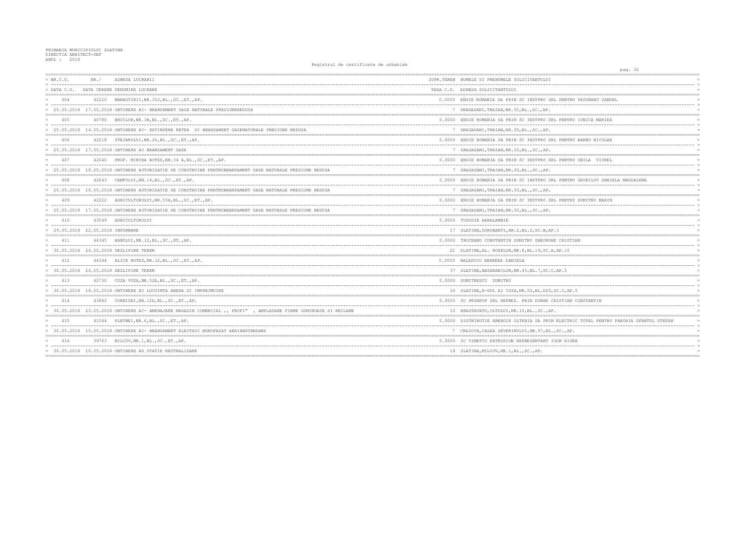PRIMARIA MUNICIPIULUI SLATINA
DIRECTIA ARHITECT-SEF
ANUL : 2018

Registrul de certificate de urbanism

| NR.C.U. / DATA C.U. | NR./ DATA CERERE | ADRESA LUCRARII / DENUMIRE LUCRARE | SUPR.TEREN / TAXA C.U. | NUMELE SI PRENUMELE SOLICITANTULUI / ADRESA SOLICITANTULUI |
|---|---|---|---|---|
| 404 | 42220 | MANASTIRII,NR.33J,BL.,SC.,ET.,AP. | 0.0000 | ENGIE ROMANIA SA PRIN SC INSTPRO SRL PENTRU PADURARU SANDEL |
| 25.05.2018 | 17.05.2018 | OBTINERE AC- BRANSAMENT GAZE NATURALE PRESIUNEREDUSA | 7 | DRAGASANI,TRAIAN,NR.30,BL.,SC.,AP. |
| 405 | 40780 | EROILOR,NR.3B,BL.,SC.,ET.,AP. | 0.0000 | ENGIE ROMANIA SA PRIN SC INSTPRO SRL PENTRU IONICA MARIEA |
| 25.05.2018 | 14.05.2018 | OBTINERE AC- EXTINDERE RETEA SI BRANSAMENT GAZENATURALE PRESIUNE REDUSA | 7 | DRAGASANI,TRAIAN,NR.30,BL.,SC.,AP. |
| 406 | 42218 | STEJARULUI,NR.26,BL.,SC.,ET.,AP. | 0.0000 | ENGIE ROMANIA SA PRIN SC INSTPRO SRL PENTRU BARBU NICULAE |
| 25.05.2018 | 17.05.2018 | OBTINERE AC BRANSAMENT GAZE | 7 | DRAGASANI,TRAIAN,NR.30,BL.,SC.,AP. |
| 407 | 42640 | PROF. MIRCEA BOTEZ,NR.34 A,BL.,SC.,ET.,AP. | 0.0000 | ENGIE ROMANIA SA PRIN SC INSTPRO SRL PENTRU ONILA VIOREL |
| 25.05.2018 | 18.05.2018 | OBTINERE AUTORIZATIE DE CONSTRUIRE PENTRUBRANSAMENT GAZE NATURALE PRESIUNE REDUSA | 7 | DRAGASANI,TRAIAN,NR.30,BL.,SC.,AP. |
| 408 | 42643 | CAMPULUI,NR.14,BL.,SC.,ET.,AP. | 0.0000 | ENGIE ROMANIA SA PRIN SC INSTPRO SRL PENTRU GAVRILOV DANIELA MAGDALENA |
| 25.05.2018 | 18.05.2018 | OBTINERE AUTORIZATIE DE CONSTRUIRE PENTRUBRANSAMENT GAZE NATURALE PRESIUNE REDUSA | 7 | DRAGASANI,TRAIAN,NR.30,BL.,SC.,AP. |
| 409 | 42222 | AGRICULTORULUI,NR.55A,BL.,SC.,ET.,AP. | 0.0000 | ENGIE ROMANIA SA PRIN SC INSTPRO SRL PENTRU DUMITRU MARIN |
| 25.05.2018 | 17.05.2018 | OBTINERE AUTORIZATIE DE CONSTRUIRE PENTRUBRANSAMENT GAZE NATURALE PRESIUNE REDUSA | 7 | DRAGASANI,TRAIAN,NR.30,BL.,SC.,AP. |
| 410 | 43549 | AGRICULTORULUI | 0.0000 | TUDOSIE HARALAMBIE |
| 29.05.2018 | 22.05.2018 | INFORMARE | 17 | SLATINA,DOROBANTI,NR.2,BL.2,SC.B,AP.3 |
| 411 | 44345 | BANULUI,NR.12,BL.,SC.,ET.,AP. | 0.0000 | TROCEANU CONSTANTIN DUMITRU GHEORGHE CRISTIAN |
| 30.05.2018 | 24.05.2018 | DEZLIPIRE TEREN | 22 | SLATINA,AL. ROZELOR,NR.8,BL.19,SC.A,AP.10 |
| 412 | 44344 | ALICE BOTEZ,NR.32,BL.,SC.,ET.,AP. | 0.0000 | BALASOIU ANDREEA DANIELA |
| 30.05.2018 | 24.05.2018 | DEZLIPIRE TEREN | 37 | SLATINA,BASARABILOR,NR.45,BL.7,SC.C,AP.5 |
| 413 | 42730 | CUZA VODA,NR.52A,BL.,SC.,ET.,AP. | 0.0000 | DUMITRESCU DUMITRU |
| 30.05.2018 | 18.05.2018 | OBTINERE AC LOCUINTA ANEXA SI IMPREJMUIRE | 26 | SLATINA,B-DUL AI CUZA,NR.52,BL.D20,SC.C,AP.5 |
| 414 | 43882 | CORNISEI,NR.12D,BL.,SC.,ET.,AP. | 0.0000 | SC PRIMPOP SRL REPREZ. PRIN DOBRE CRISTIAN CONSTANTIN |
| 30.05.2018 | 23.05.2018 | OBTINERE AC- AMENAJARE MAGAZIN COMERCIAL ,, PROFI" , AMPLASARE FIRME LUMINOASE SI RECLAME | 10 | BRASTAVATU,OLTULUI,NR.10,BL.,SC.,AP. |
| 415 | 41544 | PLEVNEI,NR.6,BL.,SC.,ET.,AP. | 0.0000 | DISTRIBUTIE ENERGIE OLTENIA SA PRIN ELECTRIC TOTAL PENTRU PAROHIA SFANTUL STEFAN |
| 30.05.2018 | 15.05.2018 | OBTINERE AC- BRANSAMENT ELECTRIC MONOFAZAT AERIANSTANDARD | 7 | CRAIOVA,CALEA SEVERINULUI,NR.97,BL.,SC.,AP. |
| 416 | 39763 | MILCOV,NR.1,BL.,SC.,ET.,AP. | 0.0000 | SC VIMETCO EXTRUSION REPREZENTANT IGOR HIGER |
| 30.05.2018 | 10.05.2018 | OBTINERE AD STATIE NEUTRALIZARE | 18 | SLATINA,MILCOV,NR.1,BL.,SC.,AP. |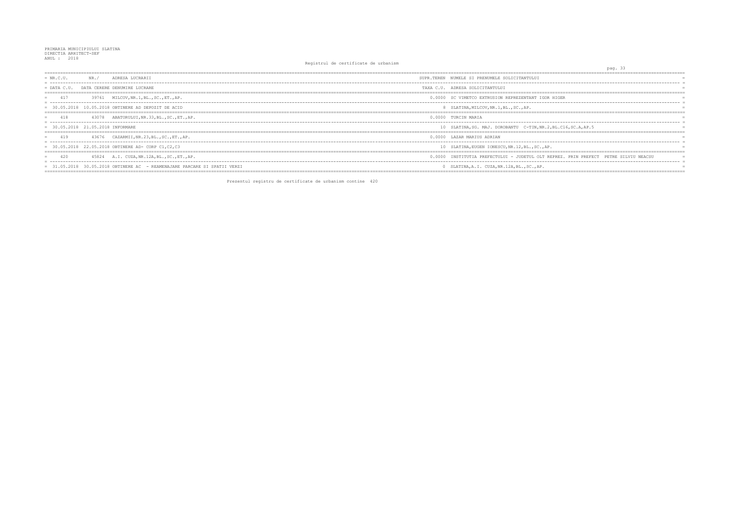PRIMARIA MUNICIPIULUI SLATINA
DIRECTIA ARHITECT-SEF
ANUL : 2018

Registrul de certificate de urbanism

| NR.C.U. / DATA C.U. | NR. / DATA CERERE | ADRESA LUCRARII / DENUMIRE LUCRARE | SUPR.TEREN / TAXA C.U. | NUMELE SI PRENUMELE SOLICITANTULUI / ADRESA SOLICITANTULUI |
|---|---|---|---|---|
| 417 | 39761 | MILCOV,NR.1,BL.,SC.,ET.,AP. | 0.0000 | SC VIMETCO EXTRUSION REPREZENTANT IGOR HIGER |
| 30.05.2018 | 10.05.2018 | OBTINERE AD DEPOZIT DE ACID | 8 | SLATINA,MILCOV,NR.1,BL.,SC.,AP. |
| 418 | 43078 | ABATORULUI,NR.33,BL.,SC.,ET.,AP. | 0.0000 | TURCIN MARIA |
| 30.05.2018 | 21.05.2018 | INFORMARE | 10 | SLATINA,SG. MAJ. DOROBANTU C-TIN,NR.2,BL.C16,SC.A,AP.5 |
| 419 | 43676 | CAZARMII,NR.23,BL.,SC.,ET.,AP. | 0.0000 | LAZAR MARIUS ADRIAN |
| 30.05.2018 | 22.05.2018 | OBTINERE AD- CORP C1,C2,C3 | 10 | SLATINA,EUGEN IONESCU,NR.12,BL.,SC.,AP. |
| 420 | 45824 | A.I. CUZA,NR.12A,BL.,SC.,ET.,AP. | 0.0000 | INSTITUTIA PREFECTULUI - JUDETUL OLT REPREZ. PRIN PREFECT PETRE SILVIU NEACSU |
| 31.05.2018 | 30.05.2018 | OBTINERE AC - REAMENAJARE PARCARE SI SPATII VERZI | 0 | SLATINA,A.I. CUZA,NR.12A,BL.,SC.,AP. |

Prezentul registru de certificate de urbanism contine 420